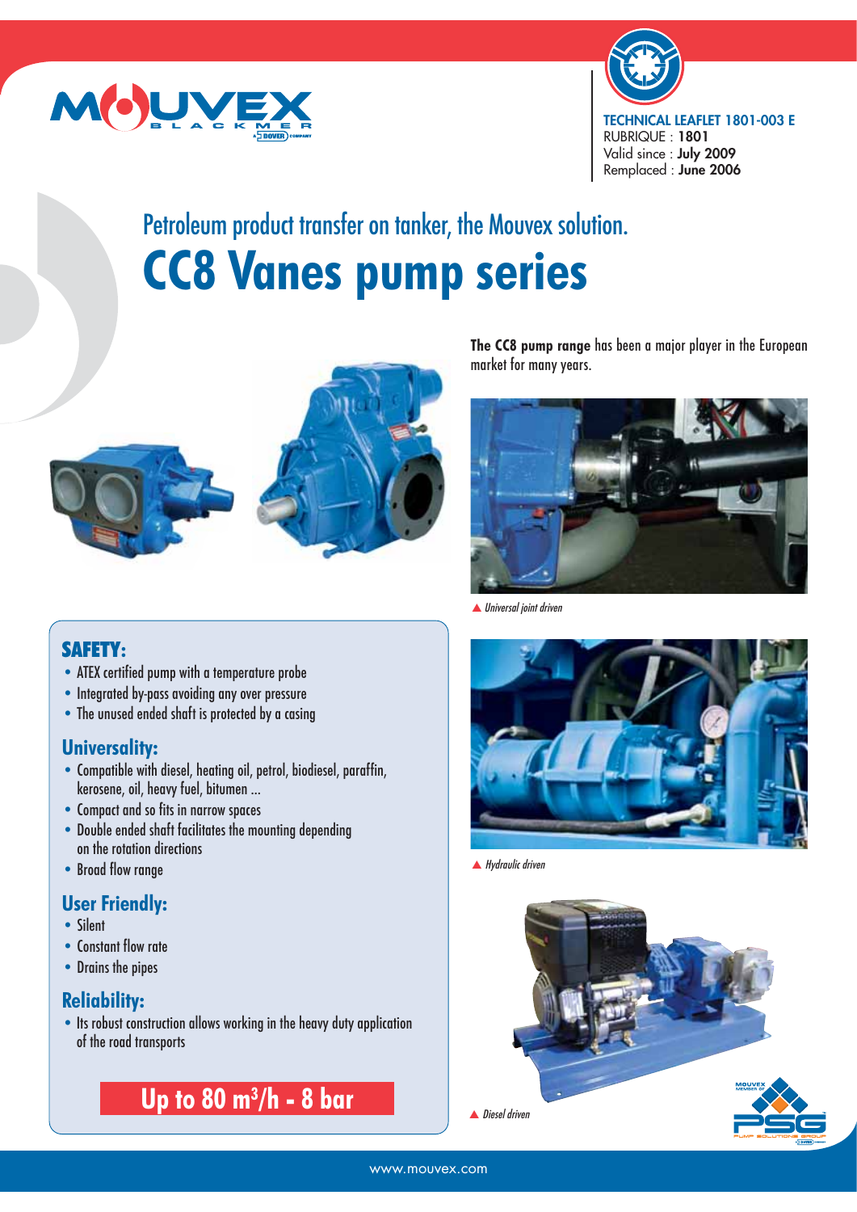TECHNICAL LEAFLET 1801-003 E
RUBRIQUE : **1801**
Valid since : **July 2009**
Remplaced : **June 2006**

Petroleum product transfer on tanker, the Mouvex solution.

# CC8 Vanes pump series

**The CC8 pump range** has been a major player in the European market for many years.

*Universal joint driven*

*Hydraulic driven*

*Diesel driven*

## SAFETY:

- ATEX certified pump with a temperature probe
- Integrated by-pass avoiding any over pressure
- The unused ended shaft is protected by a casing

## Universality:

- Compatible with diesel, heating oil, petrol, biodiesel, paraffin, kerosene, oil, heavy fuel, bitumen ...
- Compact and so fits in narrow spaces
- Double ended shaft facilitates the mounting depending on the rotation directions
- Broad flow range

## User Friendly:

- Silent
- Constant flow rate
- Drains the pipes

## Reliability:

- Its robust construction allows working in the heavy duty application of the road transports

**Up to 80 m³/h - 8 bar**

www.mouvex.com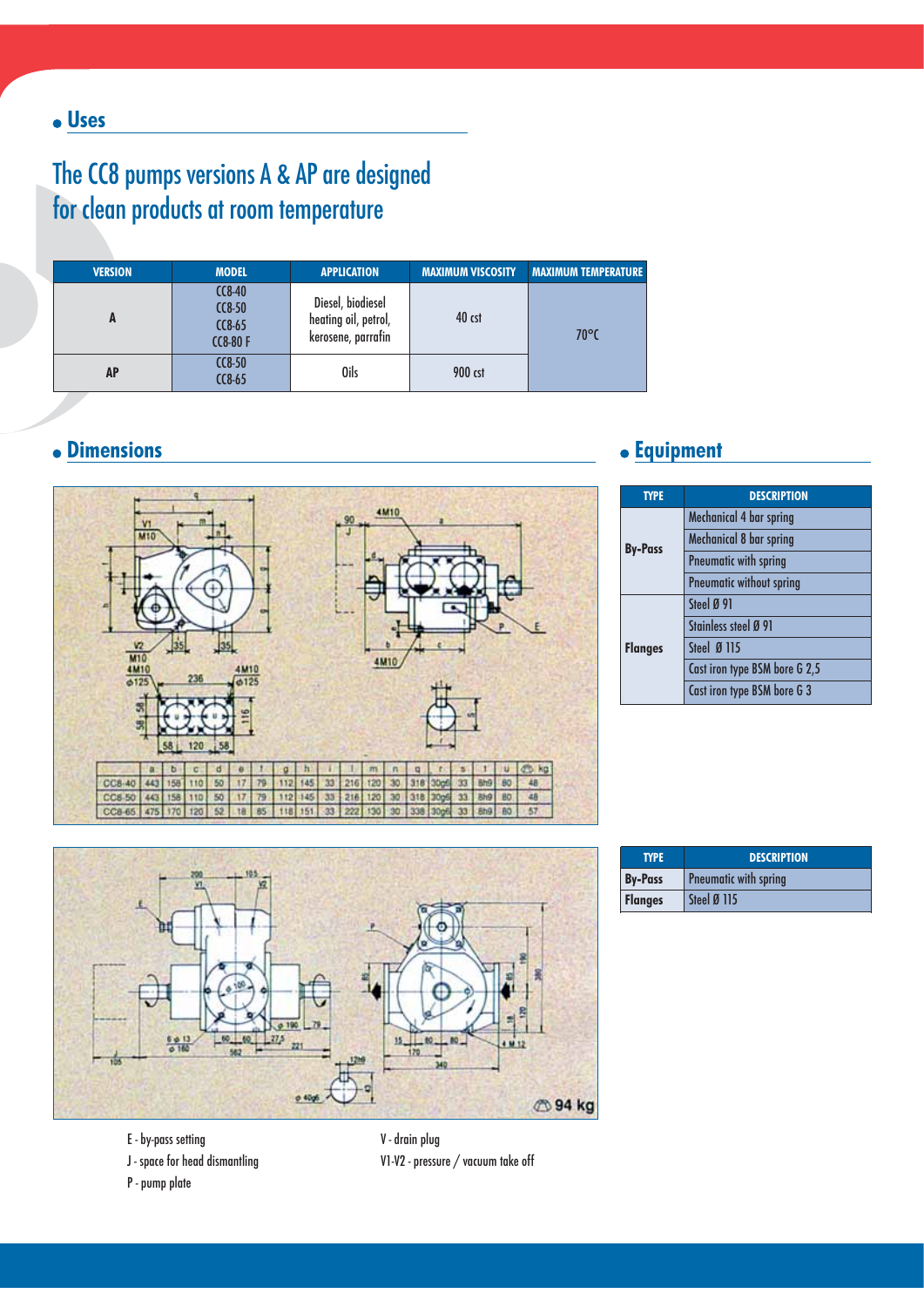## Uses

# The CC8 pumps versions A & AP are designed for clean products at room temperature

| VERSION | MODEL | APPLICATION | MAXIMUM VISCOSITY | MAXIMUM TEMPERATURE |
|---|---|---|---|---|
| A | CC8-40<br>CC8-50<br>CC8-65<br>CC8-80 F | Diesel, biodiesel heating oil, petrol, kerosene, parrafin | 40 cst | 70°C |
| AP | CC8-50<br>CC8-65 | Oils | 900 cst | |

## Dimensions

| | a | b | c | d | e | f | g | h | i | l | m | n | q | r | s | t | u | kg |
|---|---|---|---|---|---|---|---|---|---|---|---|---|---|---|---|---|---|---|
| CC8-40 | 443 | 158 | 110 | 50 | 17 | 79 | 112 | 145 | 33 | 216 | 120 | 30 | 318 | 30g6 | 33 | 8h9 | 80 | 48 |
| CC8-50 | 443 | 158 | 110 | 50 | 17 | 79 | 112 | 145 | 33 | 216 | 120 | 30 | 318 | 30g6 | 33 | 8h9 | 80 | 48 |
| CC8-65 | 475 | 170 | 120 | 52 | 18 | 85 | 118 | 151 | 33 | 222 | 130 | 30 | 338 | 30g6 | 33 | 8h9 | 80 | 57 |

94 kg

E - by-pass setting

J - space for head dismantling

P - pump plate

V - drain plug

V1-V2 - pressure / vacuum take off

## Equipment

| TYPE | DESCRIPTION |
|---|---|
| By-Pass | Mechanical 4 bar spring |
| | Mechanical 8 bar spring |
| | Pneumatic with spring |
| | Pneumatic without spring |
| Flanges | Steel Ø 91 |
| | Stainless steel Ø 91 |
| | Steel Ø 115 |
| | Cast iron type BSM bore G 2,5 |
| | Cast iron type BSM bore G 3 |

| TYPE | DESCRIPTION |
|---|---|
| By-Pass | Pneumatic with spring |
| Flanges | Steel Ø 115 |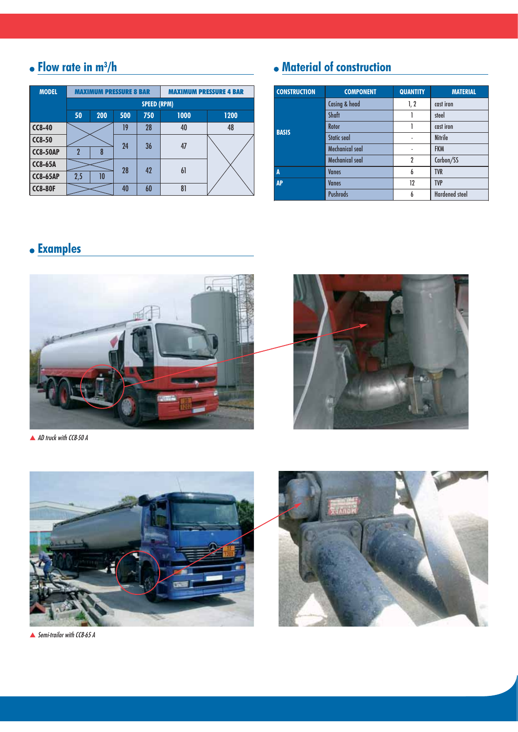## Flow rate in $m^3/h$

| MODEL | MAXIMUM PRESSURE 8 BAR | | | | MAXIMUM PRESSURE 4 BAR | |
|---|---|---|---|---|---|---|
| | SPEED (RPM) | | | | | |
| | 50 | 200 | 500 | 750 | 1000 | 1200 |
| CC8-40 | | | 19 | 28 | 40 | 48 |
| CC8-50 | | | 24 | 36 | 47 | |
| CC8-50AP | 2 | 8 | | | | |
| CC8-65A | | | 28 | 42 | 61 | |
| CC8-65AP | 2,5 | 10 | | | | |
| CC8-80F | | | 40 | 60 | 81 | |

## Material of construction

| CONSTRUCTION | COMPONENT | QUANTITY | MATERIAL |
|---|---|---|---|
| BASIS | Casing & head | 1, 2 | cast iron |
| | Shaft | 1 | steel |
| | Rotor | 1 | cast iron |
| | Static seal | - | Nitrile |
| | Mechanical seal | - | FKM |
| | Mechanical seal | 2 | Carbon/SS |
| A | Vanes | 6 | TVR |
| AP | Vanes | 12 | TVP |
| | Pushrods | 6 | Hardened steel |

## Examples

▲ *AD truck with CC8-50 A*

▲ *Semi-trailor with CC8-65 A*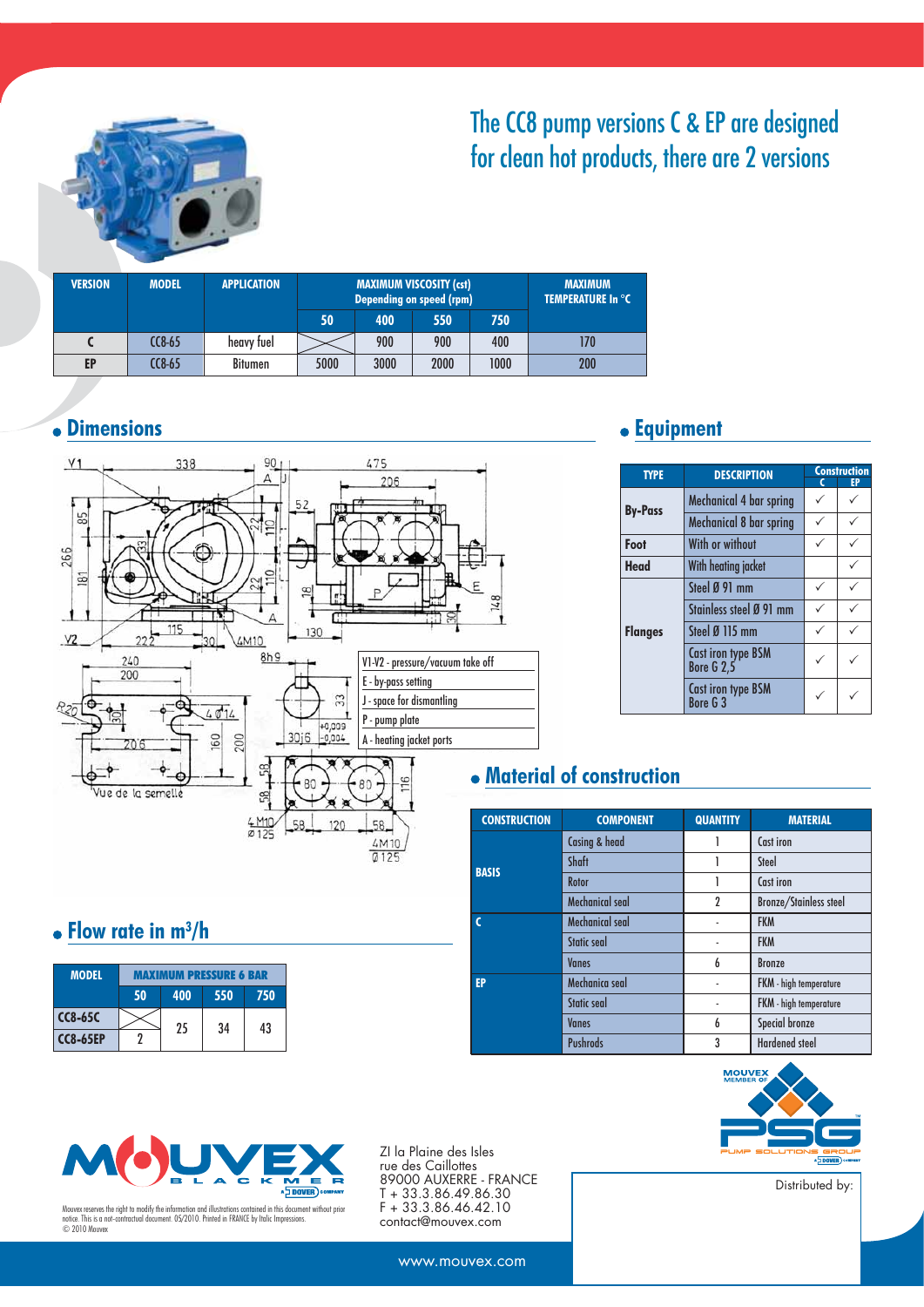# The CC8 pump versions C & EP are designed for clean hot products, there are 2 versions

| VERSION | MODEL | APPLICATION | MAXIMUM VISCOSITY (cst) Depending on speed (rpm) | | | | MAXIMUM TEMPERATURE In °C |
|---|---|---|---|---|---|---|---|
| | | | 50 | 400 | 550 | 750 | |
| C | CC8-65 | heavy fuel | | 900 | 900 | 400 | 170 |
| EP | CC8-65 | Bitumen | 5000 | 3000 | 2000 | 1000 | 200 |

## Dimensions

V1 338 90 A J 475 206 52 85 266 181 22 110 22 110 33 18 P E 148 30 A V2 222 115 30 4M10 130 8h9

240 200 R20 4 Ø14 206 160 200 33 +0,009 -0,004 30j6 58 58 80 80 116 4 M10 Ø125 58 120 58 4M10 Ø125

Vue de la semelle

- V1-V2 - pressure/vacuum take off
- E - by-pass setting
- J - space for dismantling
- P - pump plate
- A - heating jacket ports

## Flow rate in m³/h

| MODEL | MAXIMUM PRESSURE 6 BAR | | | |
|---|---|---|---|---|
| | 50 | 400 | 550 | 750 |
| CC8-65C | | 25 | 34 | 43 |
| CC8-65EP | 2 | 25 | 34 | 43 |

## Equipment

| TYPE | DESCRIPTION | Construction C | Construction EP |
|---|---|---|---|
| By-Pass | Mechanical 4 bar spring | ✓ | ✓ |
| | Mechanical 8 bar spring | ✓ | ✓ |
| Foot | With or without | ✓ | ✓ |
| Head | With heating jacket | | ✓ |
| Flanges | Steel Ø 91 mm | ✓ | ✓ |
| | Stainless steel Ø 91 mm | ✓ | ✓ |
| | Steel Ø 115 mm | ✓ | ✓ |
| | Cast iron type BSM Bore G 2,5 | ✓ | ✓ |
| | Cast iron type BSM Bore G 3 | ✓ | ✓ |

## Material of construction

| CONSTRUCTION | COMPONENT | QUANTITY | MATERIAL |
|---|---|---|---|
| BASIS | Casing & head | 1 | Cast iron |
| | Shaft | 1 | Steel |
| | Rotor | 1 | Cast iron |
| | Mechanical seal | 2 | Bronze/Stainless steel |
| C | Mechanical seal | - | FKM |
| | Static seal | - | FKM |
| | Vanes | 6 | Bronze |
| EP | Mechanica seal | - | FKM - high temperature |
| | Static seal | - | FKM - high temperature |
| | Vanes | 6 | Special bronze |
| | Pushrods | 3 | Hardened steel |

MOUVEX MEMBER OF PSG PUMP SOLUTIONS GROUP A DOVER COMPANY

MOUVEX BLACKMER A DOVER COMPANY

Mouvex reserves the right to modify the information and illustrations contained in this document without prior notice. This is a not-contractual document. 05/2010. Printed in FRANCE by Italic Impressions.
© 2010 Mouvex

ZI la Plaine des Isles
rue des Caillottes
89000 AUXERRE - FRANCE
T + 33.3.86.49.86.30
F + 33.3.86.46.42.10
contact@mouvex.com

Distributed by:

www.mouvex.com